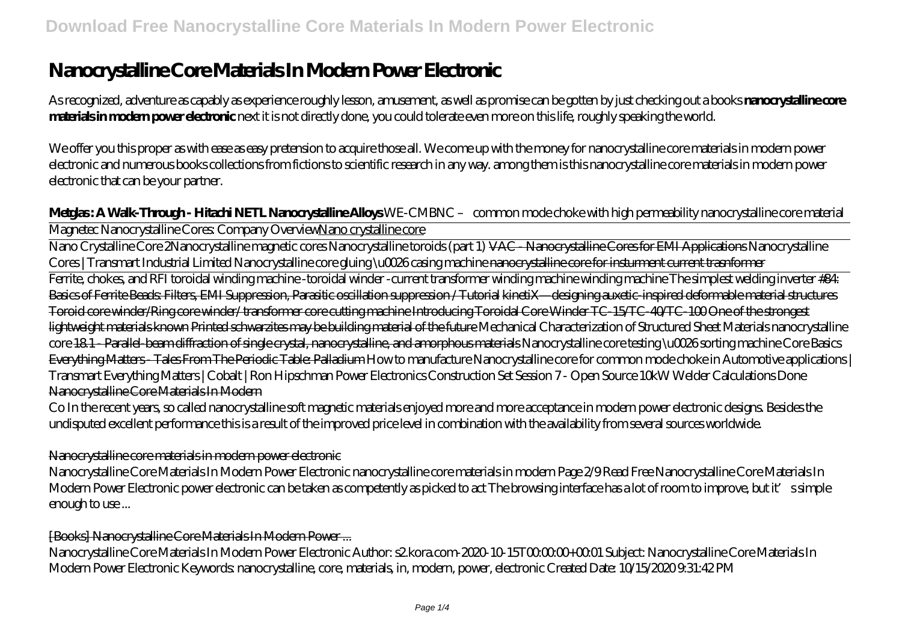# Nanocrystalline Core Materials In Modern Power Electronic

As recognized, adventure as capably as experience roughly lesson, amusement, as well as promise can be gotten by just checking out a books **nanocrystalline core materials in modern power electronic** next it is not directly done, you could tolerate even more on this life, roughly speaking the world.

We offer you this proper as with ease as easy pretension to acquire those all. We come up with the money for nanocrystalline core materials in modern power electronic and numerous books collections from fictions to scientific research in any way. among them is this nanocrystalline core materials in modern power electronic that can be your partner.

**Metglas : A Walk-Through - Hitachi NETL Nanocrystalline Alloys** *WE-CMBNC – common mode choke with high permeability nanocrystalline core material*

Magnetec Nanocrystalline Cores: Company Overview Nano crystalline core

Nano Crystalline Core 2 *Nanocrystalline magnetic cores Nanocrystalline toroids (part 1)* VAC - Nanocrystalline Cores for EMI Applications *Nanocrystalline Cores | Transmart Industrial Limited Nanocrystalline core gluing \u0026 casing machine* nanocrystalline core for insturment current trasnformer

Ferrite, chokes, and RFI toroidal winding machine -toroidal winder -current transformer winding machine winding machine *The simplest welding inverter* #84: Basics of Ferrite Beads: Filters, EMI Suppression, Parasitic oscillation suppression / Tutorial kinetiX—designing auxetic-inspired deformable material structures Toroid core winder/Ring core winder/ transformer core cutting machine Introducing Toroidal Core Winder TC-15/TC-40/TC-100 One of the strongest lightweight materials known Printed schwarzites may be building material of the future *Mechanical Characterization of Structured Sheet Materials nanocrystalline core* 18.1 - Parallel-beam diffraction of single crystal, nanocrystalline, and amorphous materials *Nanocrystalline core testing \u0026 sorting machine Core Basics* Everything Matters - Tales From The Periodic Table: Palladium *How to manufacture Nanocrystalline core for common mode choke in Automotive applications | Transmart Everything Matters | Cobalt | Ron Hipschman Power Electronics Construction Set Session 7 - Open Source 10kW Welder Calculations Done* Nanocrystalline Core Materials In Modern

Co In the recent years, so called nanocrystalline soft magnetic materials enjoyed more and more acceptance in modern power electronic designs. Besides the undisputed excellent performance this is a result of the improved price level in combination with the availability from several sources worldwide.

## Nanocrystalline core materials in modern power electronic

Nanocrystalline Core Materials In Modern Power Electronic nanocrystalline core materials in modern Page 2/9 Read Free Nanocrystalline Core Materials In Modern Power Electronic power electronic can be taken as competently as picked to act The browsing interface has a lot of room to improve, but it's simple enough to use ...

## [Books] Nanocrystalline Core Materials In Modern Power ...

Nanocrystalline Core Materials In Modern Power Electronic Author: s2.kora.com-2020-10-15T00:00:00+00:01 Subject: Nanocrystalline Core Materials In Modern Power Electronic Keywords: nanocrystalline, core, materials, in, modern, power, electronic Created Date: 10/15/2020 9:31:42 PM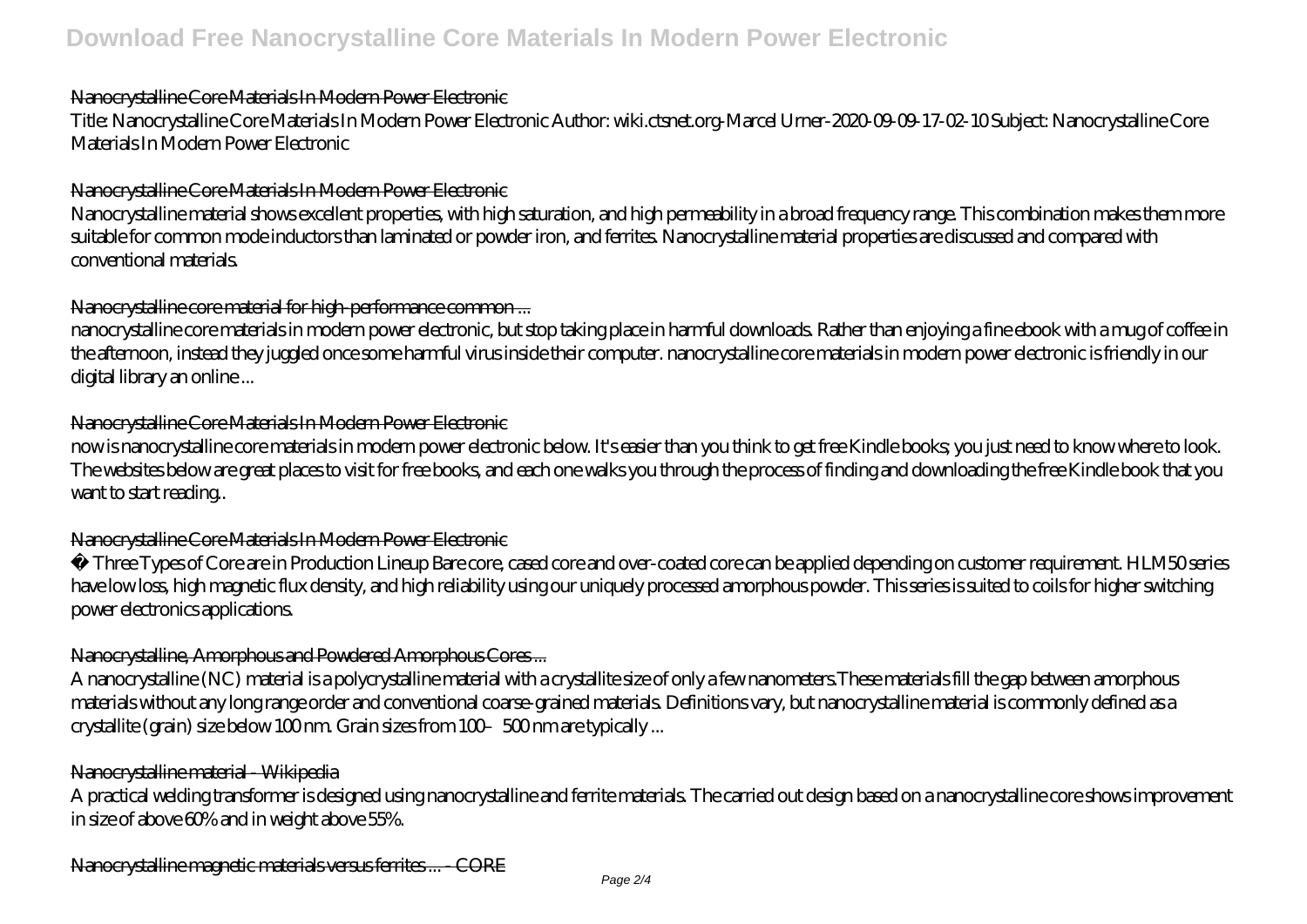### Nanocrystalline Core Materials In Modern Power Electronic

Title: Nanocrystalline Core Materials In Modern Power Electronic Author: wiki.ctsnet.org-Marcel Urner-2020-09-09-17-02-10 Subject: Nanocrystalline Core Materials In Modern Power Electronic

### Nanocrystalline Core Materials In Modern Power Electronic

Nanocrystalline material shows excellent properties, with high saturation, and high permeability in a broad frequency range. This combination makes them more suitable for common mode inductors than laminated or powder iron, and ferrites. Nanocrystalline material properties are discussed and compared with conventional materials.

### Nanocrystalline core material for high-performance common ...

nanocrystalline core materials in modern power electronic, but stop taking place in harmful downloads. Rather than enjoying a fine ebook with a mug of coffee in the afternoon, instead they juggled once some harmful virus inside their computer. nanocrystalline core materials in modern power electronic is friendly in our digital library an online ...

### Nanocrystalline Core Materials In Modern Power Electronic

now is nanocrystalline core materials in modern power electronic below. It's easier than you think to get free Kindle books; you just need to know where to look. The websites below are great places to visit for free books, and each one walks you through the process of finding and downloading the free Kindle book that you want to start reading..

### Nanocrystalline Core Materials In Modern Power Electronic

• Three Types of Core are in Production Lineup Bare core, cased core and over-coated core can be applied depending on customer requirement. HLM50 series have low loss, high magnetic flux density, and high reliability using our uniquely processed amorphous powder. This series is suited to coils for higher switching power electronics applications.

### Nanocrystalline, Amorphous and Powdered Amorphous Cores ...

A nanocrystalline (NC) material is a polycrystalline material with a crystallite size of only a few nanometers.These materials fill the gap between amorphous materials without any long range order and conventional coarse-grained materials. Definitions vary, but nanocrystalline material is commonly defined as a crystallite (grain) size below 100 nm. Grain sizes from 100–500 nm are typically ...

### Nanocrystalline material - Wikipedia

A practical welding transformer is designed using nanocrystalline and ferrite materials. The carried out design based on a nanocrystalline core shows improvement in size of above 60% and in weight above 55%.

### Nanocrystalline magnetic materials versus ferrites ... - CORE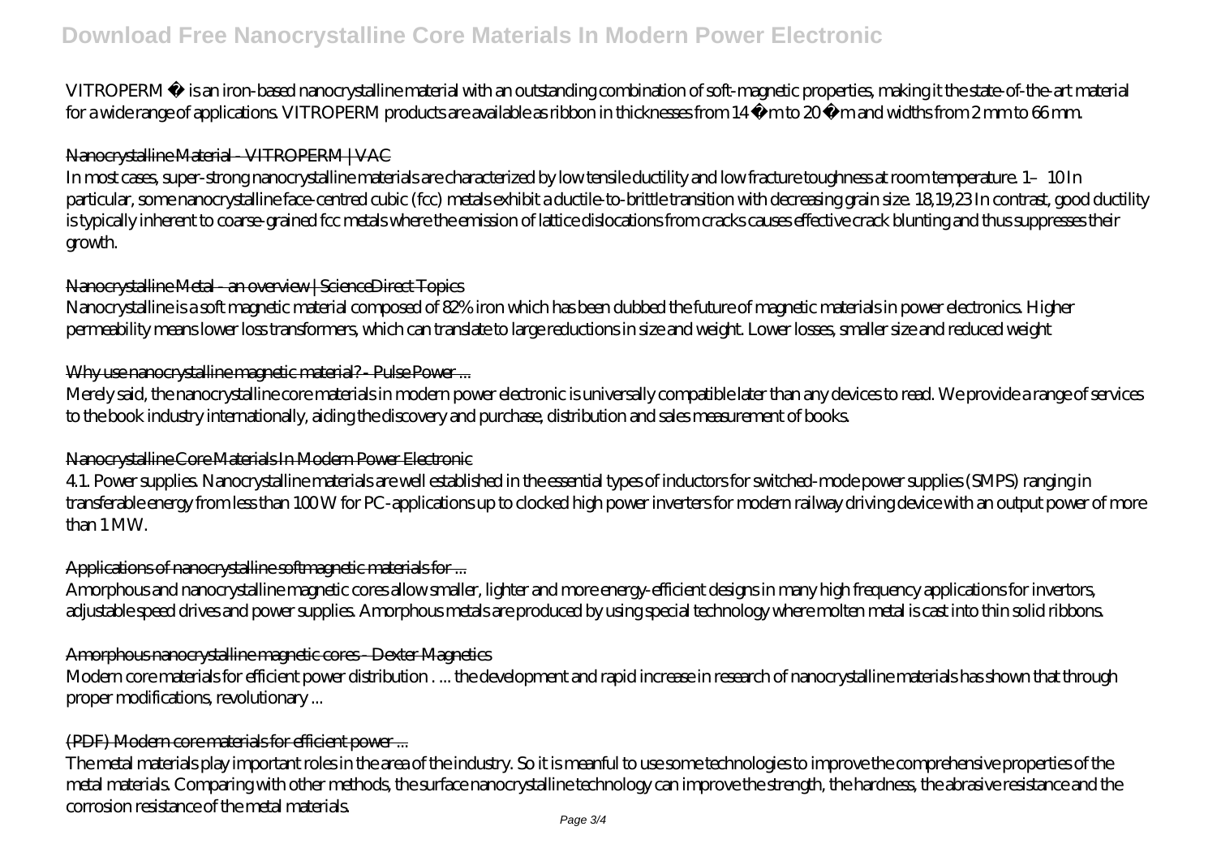VITROPERM ® is an iron-based nanocrystalline material with an outstanding combination of soft-magnetic properties, making it the state-of-the-art material for a wide range of applications. VITROPERM products are available as ribbon in thicknesses from 14 µm to 20 µm and widths from 2 mm to 66 mm.

Nanocrystalline Material - VITROPERM | VAC

In most cases, super-strong nanocrystalline materials are characterized by low tensile ductility and low fracture toughness at room temperature. 1–10 In particular, some nanocrystalline face-centred cubic (fcc) metals exhibit a ductile-to-brittle transition with decreasing grain size. 18,19,23 In contrast, good ductility is typically inherent to coarse-grained fcc metals where the emission of lattice dislocations from cracks causes effective crack blunting and thus suppresses their growth.

Nanocrystalline Metal - an overview | ScienceDirect Topics

Nanocrystalline is a soft magnetic material composed of 82% iron which has been dubbed the future of magnetic materials in power electronics. Higher permeability means lower loss transformers, which can translate to large reductions in size and weight. Lower losses, smaller size and reduced weight

Why use nanocrystalline magnetic material? - Pulse Power ...

Merely said, the nanocrystalline core materials in modern power electronic is universally compatible later than any devices to read. We provide a range of services to the book industry internationally, aiding the discovery and purchase, distribution and sales measurement of books.

Nanocrystalline Core Materials In Modern Power Electronic

4.1. Power supplies. Nanocrystalline materials are well established in the essential types of inductors for switched-mode power supplies (SMPS) ranging in transferable energy from less than 100 W for PC-applications up to clocked high power inverters for modern railway driving device with an output power of more than 1 MW.

Applications of nanocrystalline softmagnetic materials for ...

Amorphous and nanocrystalline magnetic cores allow smaller, lighter and more energy-efficient designs in many high frequency applications for invertors, adjustable speed drives and power supplies. Amorphous metals are produced by using special technology where molten metal is cast into thin solid ribbons.

Amorphous nanocrystalline magnetic cores - Dexter Magnetics

Modern core materials for efficient power distribution . ... the development and rapid increase in research of nanocrystalline materials has shown that through proper modifications, revolutionary ...

(PDF) Modern core materials for efficient power ...

The metal materials play important roles in the area of the industry. So it is meanful to use some technologies to improve the comprehensive properties of the metal materials. Comparing with other methods, the surface nanocrystalline technology can improve the strength, the hardness, the abrasive resistance and the corrosion resistance of the metal materials.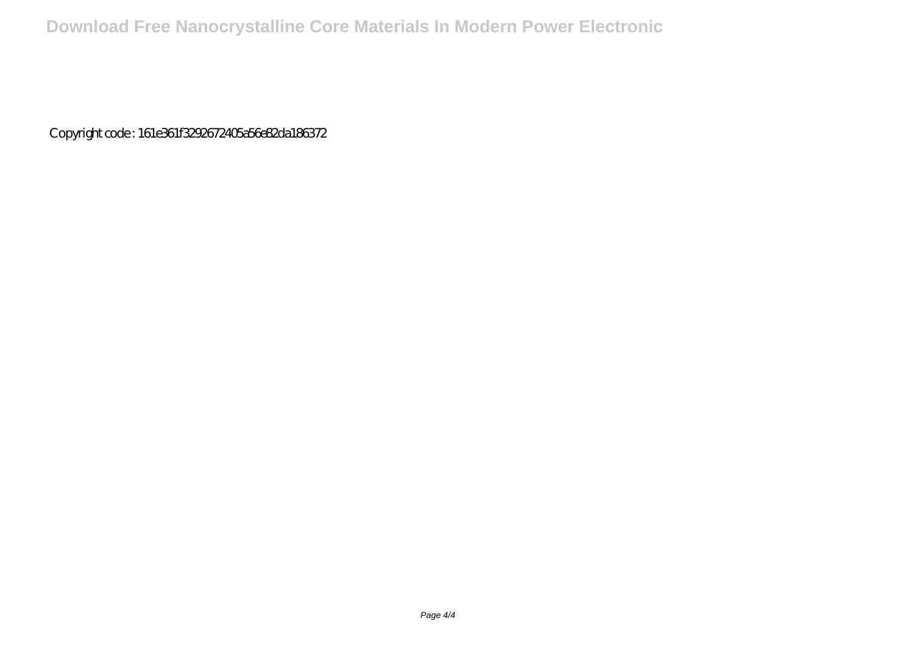Copyright code : 161e361f3292672405a56e82da186372